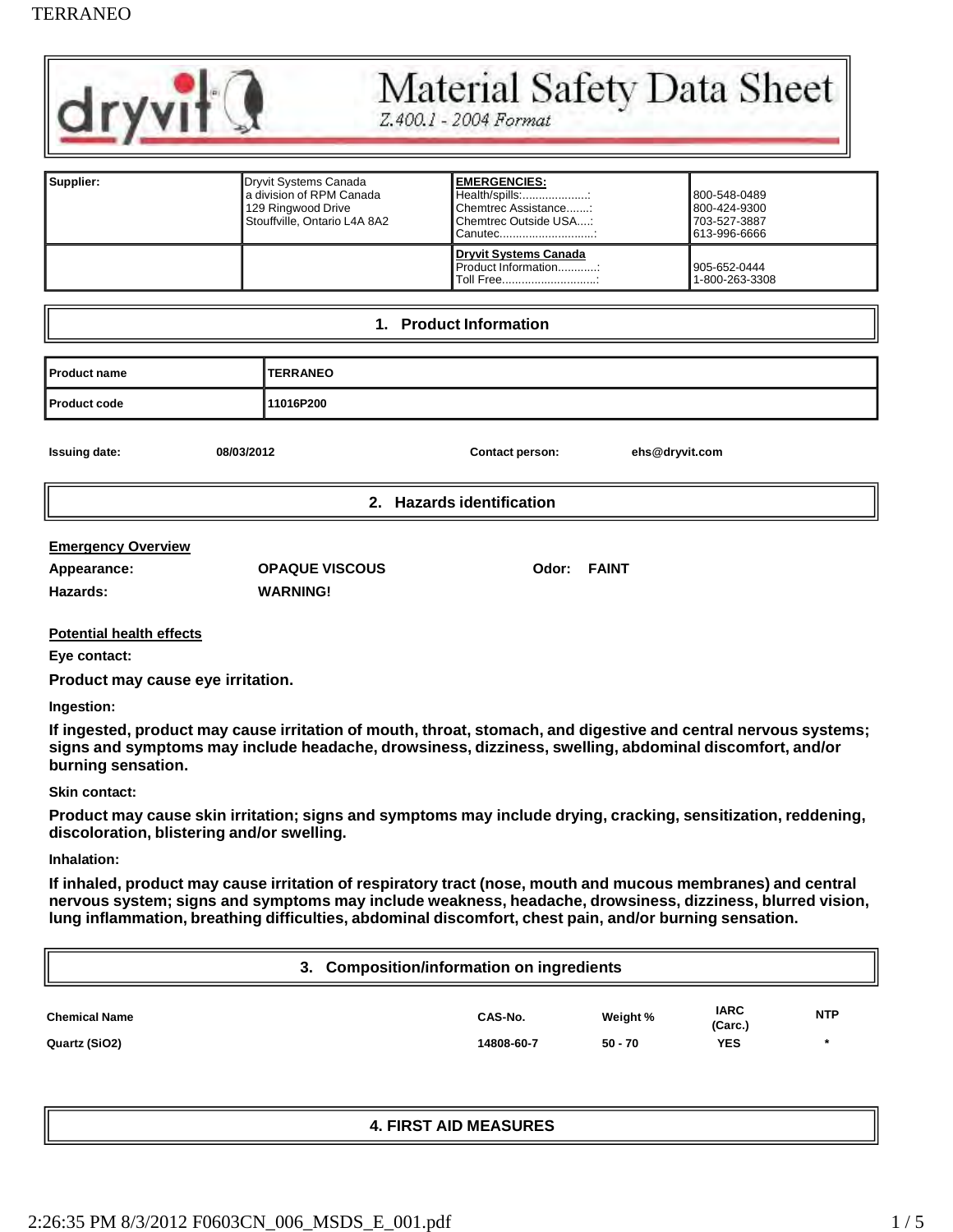# Material Safety Data Sheet

*Z.400.1 - 2004 Format*

| Supplier: | Dryvit Systems Canada<br>a division of RPM Canada<br>129 Ringwood Drive<br>Stouffville, Ontario L4A 8A2 | **EMERGENCIES:**<br>Health/spills:....................:<br>Chemtrec Assistance.......:<br>Chemtrec Outside USA....:<br>Canutec.............................: | <br>800-548-0489<br>800-424-9300<br>703-527-3887<br>613-996-6666 |
|---|---|---|---|
| | | **Dryvit Systems Canada**<br>Product Information............:<br>Toll Free.............................: | <br>905-652-0444<br>1-800-263-3308 |

## 1. Product Information

| Product name | TERRANEO |
|---|---|
| Product code | 11016P200 |

**Issuing date:** 08/03/2012 **Contact person:** ehs@dryvit.com

## 2. Hazards identification

**Emergency Overview**

**Appearance:** OPAQUE VISCOUS **Odor:** FAINT

**Hazards:** WARNING!

**Potential health effects**

**Eye contact:**

**Product may cause eye irritation.**

**Ingestion:**

**If ingested, product may cause irritation of mouth, throat, stomach, and digestive and central nervous systems; signs and symptoms may include headache, drowsiness, dizziness, swelling, abdominal discomfort, and/or burning sensation.**

**Skin contact:**

**Product may cause skin irritation; signs and symptoms may include drying, cracking, sensitization, reddening, discoloration, blistering and/or swelling.**

**Inhalation:**

**If inhaled, product may cause irritation of respiratory tract (nose, mouth and mucous membranes) and central nervous system; signs and symptoms may include weakness, headache, drowsiness, dizziness, blurred vision, lung inflammation, breathing difficulties, abdominal discomfort, chest pain, and/or burning sensation.**

## 3. Composition/information on ingredients

| Chemical Name | CAS-No. | Weight % | IARC (Carc.) | NTP |
|---|---|---|---|---|
| Quartz ($SiO_2$) | 14808-60-7 | 50 - 70 | YES | * |

## 4. FIRST AID MEASURES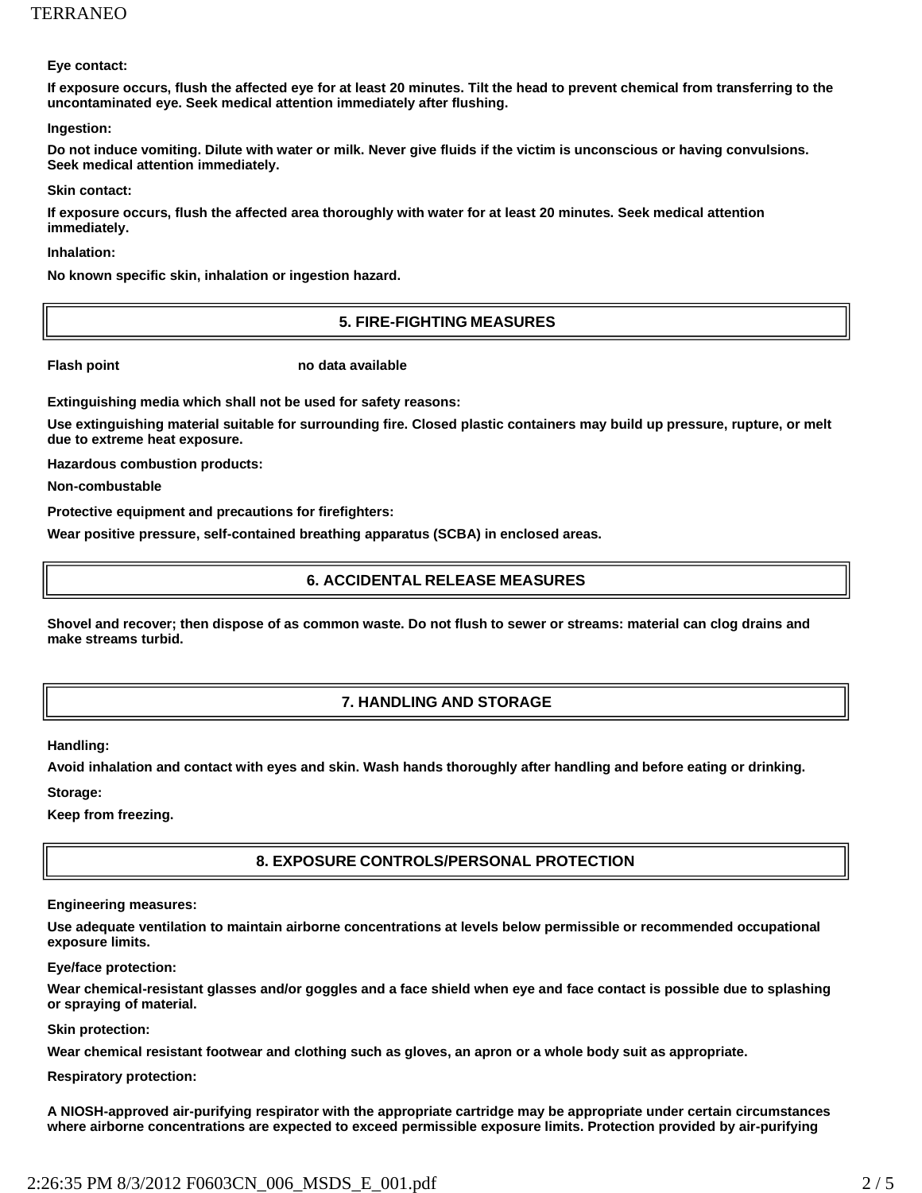**Eye contact:**

**If exposure occurs, flush the affected eye for at least 20 minutes. Tilt the head to prevent chemical from transferring to the uncontaminated eye. Seek medical attention immediately after flushing.**

**Ingestion:**

**Do not induce vomiting. Dilute with water or milk. Never give fluids if the victim is unconscious or having convulsions. Seek medical attention immediately.**

**Skin contact:**

**If exposure occurs, flush the affected area thoroughly with water for at least 20 minutes. Seek medical attention immediately.**

**Inhalation:**

**No known specific skin, inhalation or ingestion hazard.**

## 5. FIRE-FIGHTING MEASURES

**Flash point** **no data available**

**Extinguishing media which shall not be used for safety reasons:**

**Use extinguishing material suitable for surrounding fire. Closed plastic containers may build up pressure, rupture, or melt due to extreme heat exposure.**

**Hazardous combustion products:**

**Non-combustable**

**Protective equipment and precautions for firefighters:**

**Wear positive pressure, self-contained breathing apparatus (SCBA) in enclosed areas.**

## 6. ACCIDENTAL RELEASE MEASURES

**Shovel and recover; then dispose of as common waste. Do not flush to sewer or streams: material can clog drains and make streams turbid.**

## 7. HANDLING AND STORAGE

**Handling:**

**Avoid inhalation and contact with eyes and skin. Wash hands thoroughly after handling and before eating or drinking.**

**Storage:**

**Keep from freezing.**

## 8. EXPOSURE CONTROLS/PERSONAL PROTECTION

**Engineering measures:**

**Use adequate ventilation to maintain airborne concentrations at levels below permissible or recommended occupational exposure limits.**

**Eye/face protection:**

**Wear chemical-resistant glasses and/or goggles and a face shield when eye and face contact is possible due to splashing or spraying of material.**

**Skin protection:**

**Wear chemical resistant footwear and clothing such as gloves, an apron or a whole body suit as appropriate.**

**Respiratory protection:**

**A NIOSH-approved air-purifying respirator with the appropriate cartridge may be appropriate under certain circumstances where airborne concentrations are expected to exceed permissible exposure limits. Protection provided by air-purifying**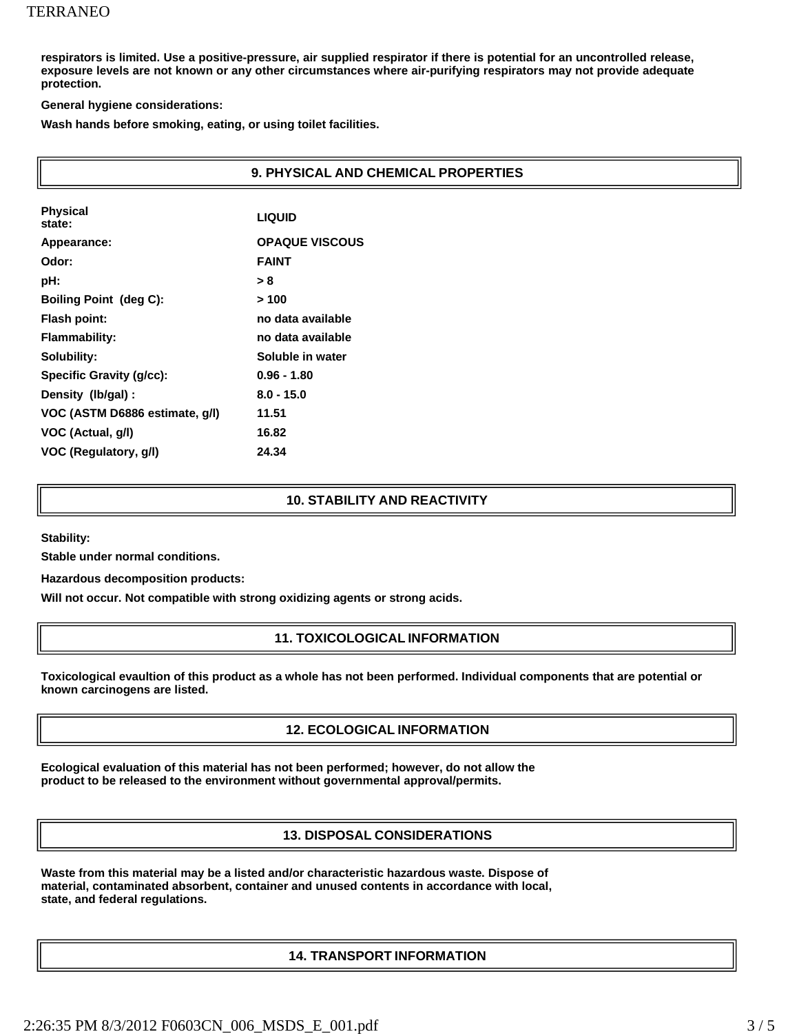**respirators is limited. Use a positive-pressure, air supplied respirator if there is potential for an uncontrolled release, exposure levels are not known or any other circumstances where air-purifying respirators may not provide adequate protection.**

**General hygiene considerations:**

**Wash hands before smoking, eating, or using toilet facilities.**

## 9. PHYSICAL AND CHEMICAL PROPERTIES

| | |
|---|---|
| **Physical state:** | **LIQUID** |
| **Appearance:** | **OPAQUE VISCOUS** |
| **Odor:** | **FAINT** |
| **pH:** | **> 8** |
| **Boiling Point (deg C):** | **> 100** |
| **Flash point:** | **no data available** |
| **Flammability:** | **no data available** |
| **Solubility:** | **Soluble in water** |
| **Specific Gravity (g/cc):** | **0.96 - 1.80** |
| **Density (lb/gal) :** | **8.0 - 15.0** |
| **VOC (ASTM D6886 estimate, g/l)** | **11.51** |
| **VOC (Actual, g/l)** | **16.82** |
| **VOC (Regulatory, g/l)** | **24.34** |

## 10. STABILITY AND REACTIVITY

**Stability:**

**Stable under normal conditions.**

**Hazardous decomposition products:**

**Will not occur. Not compatible with strong oxidizing agents or strong acids.**

## 11. TOXICOLOGICAL INFORMATION

**Toxicological evaultion of this product as a whole has not been performed. Individual components that are potential or known carcinogens are listed.**

## 12. ECOLOGICAL INFORMATION

**Ecological evaluation of this material has not been performed; however, do not allow the product to be released to the environment without governmental approval/permits.**

## 13. DISPOSAL CONSIDERATIONS

**Waste from this material may be a listed and/or characteristic hazardous waste. Dispose of material, contaminated absorbent, container and unused contents in accordance with local, state, and federal regulations.**

## 14. TRANSPORT INFORMATION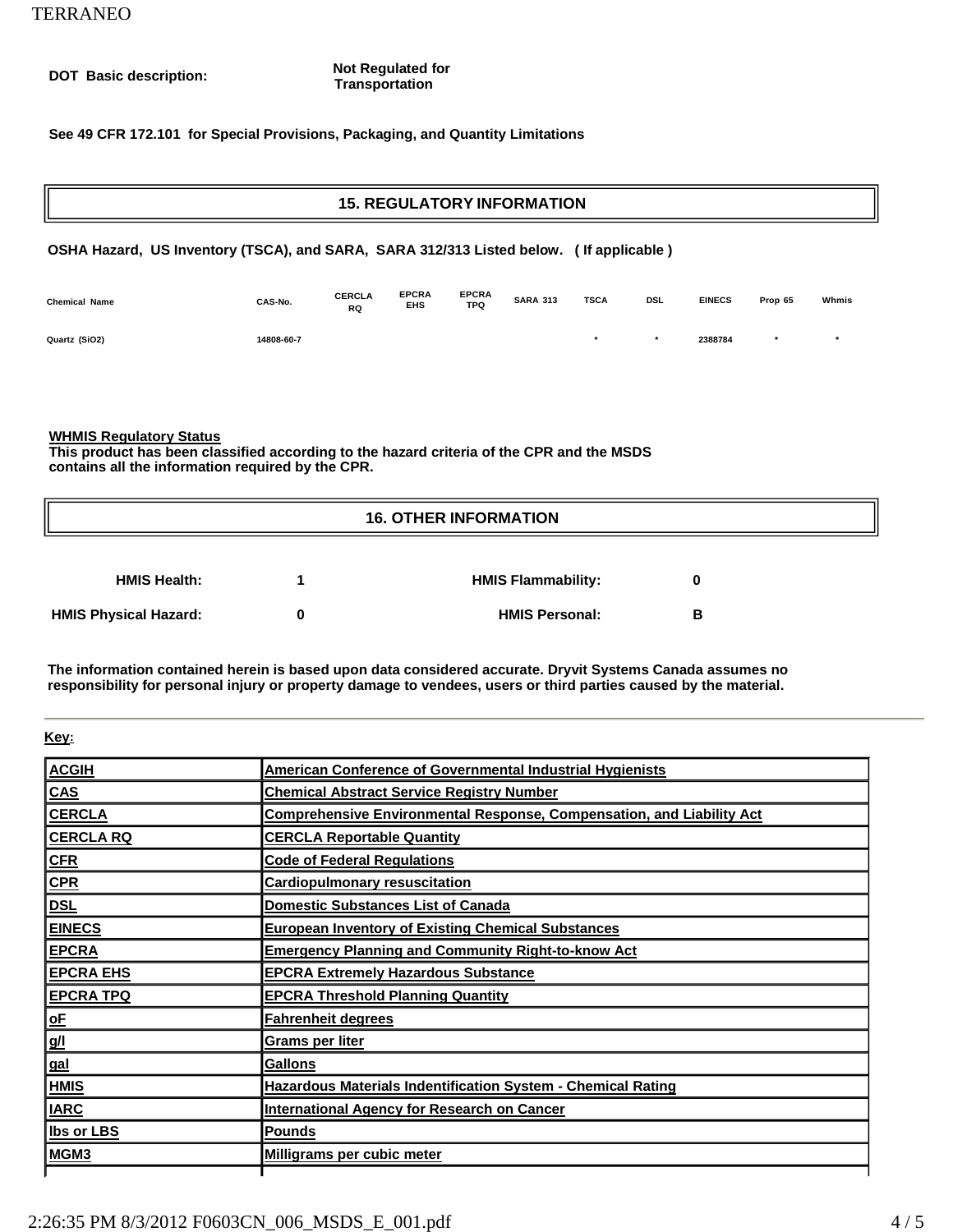**DOT Basic description:** **Not Regulated for Transportation**

**See 49 CFR 172.101 for Special Provisions, Packaging, and Quantity Limitations**

## 15. REGULATORY INFORMATION

**OSHA Hazard, US Inventory (TSCA), and SARA, SARA 312/313 Listed below. ( If applicable )**

| Chemical Name | CAS-No. | CERCLA RQ | EPCRA EHS | EPCRA TPQ | SARA 313 | TSCA | DSL | EINECS | Prop 65 | Whmis |
|---|---|---|---|---|---|---|---|---|---|---|
| Quartz (SiO2) | 14808-60-7 | | | | | * | * | 2388784 | * | * |

**WHMIS Regulatory Status**
**This product has been classified according to the hazard criteria of the CPR and the MSDS contains all the information required by the CPR.**

## 16. OTHER INFORMATION

| | | | |
|---|---|---|---|
| **HMIS Health:** | **1** | **HMIS Flammability:** | **0** |
| **HMIS Physical Hazard:** | **0** | **HMIS Personal:** | **B** |

**The information contained herein is based upon data considered accurate. Dryvit Systems Canada assumes no responsibility for personal injury or property damage to vendees, users or third parties caused by the material.**

**Key:**

| | |
|---|---|
| **ACGIH** | **American Conference of Governmental Industrial Hygienists** |
| **CAS** | **Chemical Abstract Service Registry Number** |
| **CERCLA** | **Comprehensive Environmental Response, Compensation, and Liability Act** |
| **CERCLA RQ** | **CERCLA Reportable Quantity** |
| **CFR** | **Code of Federal Regulations** |
| **CPR** | **Cardiopulmonary resuscitation** |
| **DSL** | **Domestic Substances List of Canada** |
| **EINECS** | **European Inventory of Existing Chemical Substances** |
| **EPCRA** | **Emergency Planning and Community Right-to-know Act** |
| **EPCRA EHS** | **EPCRA Extremely Hazardous Substance** |
| **EPCRA TPQ** | **EPCRA Threshold Planning Quantity** |
| **oF** | **Fahrenheit degrees** |
| **g/l** | **Grams per liter** |
| **gal** | **Gallons** |
| **HMIS** | **Hazardous Materials Indentification System - Chemical Rating** |
| **IARC** | **International Agency for Research on Cancer** |
| **lbs or LBS** | **Pounds** |
| **MGM3** | **Milligrams per cubic meter** |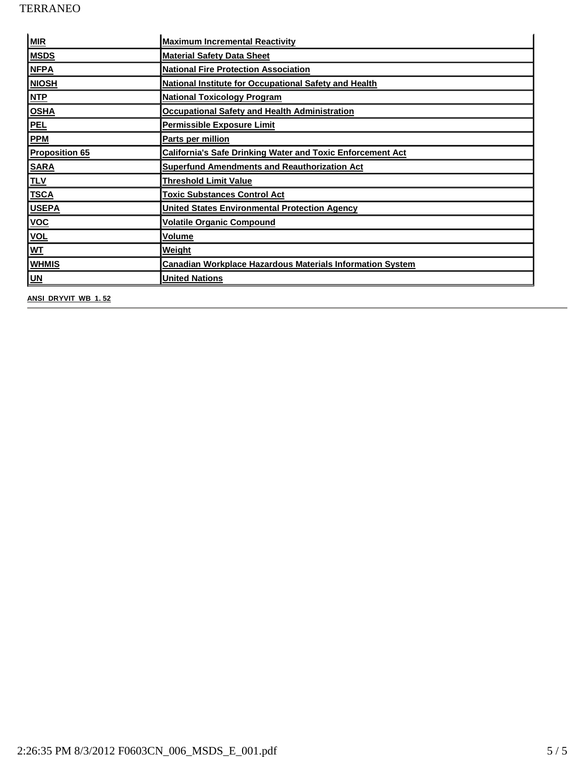| | |
|---|---|
| MIR | Maximum Incremental Reactivity |
| MSDS | Material Safety Data Sheet |
| NFPA | National Fire Protection Association |
| NIOSH | National Institute for Occupational Safety and Health |
| NTP | National Toxicology Program |
| OSHA | Occupational Safety and Health Administration |
| PEL | Permissible Exposure Limit |
| PPM | Parts per million |
| Proposition 65 | California's Safe Drinking Water and Toxic Enforcement Act |
| SARA | Superfund Amendments and Reauthorization Act |
| TLV | Threshold Limit Value |
| TSCA | Toxic Substances Control Act |
| USEPA | United States Environmental Protection Agency |
| VOC | Volatile Organic Compound |
| VOL | Volume |
| WT | Weight |
| WHMIS | Canadian Workplace Hazardous Materials Information System |
| UN | United Nations |

ANSI_DRYVIT_WB 1. 52